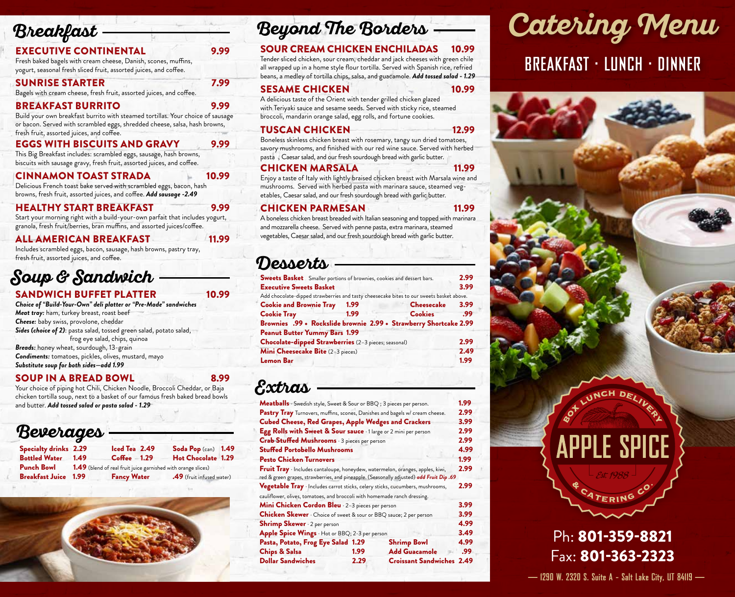# Catering Menu

BREAKFAST · LUNCH · DINNER

## Breakfast

### EXECUTIVE CONTINENTAL 9.99
Fresh baked bagels with cream cheese, Danish, scones, muffins, yogurt, seasonal fresh sliced fruit, assorted juices, and coffee.

### SUNRISE STARTER 7.99
Bagels with cream cheese, fresh fruit, assorted juices, and coffee.

### BREAKFAST BURRITO 9.99
Build your own breakfast burrito with steamed tortillas. Your choice of sausage or bacon. Served with scrambled eggs, shredded cheese, salsa, hash browns, fresh fruit, assorted juices, and coffee.

### EGGS WITH BISCUITS AND GRAVY 9.99
This Big Breakfast includes: scrambled eggs, sausage, hash browns, biscuits with sausage gravy, fresh fruit, assorted juices, and coffee.

### CINNAMON TOAST STRADA 10.99
Delicious French toast bake served with scrambled eggs, bacon, hash browns, fresh fruit, assorted juices, and coffee. ***Add sausage -2.49***

### HEALTHY START BREAKFAST 9.99
Start your morning right with a build-your-own parfait that includes yogurt, granola, fresh fruit/berries, bran muffins, and assorted juices/coffee.

### ALL AMERICAN BREAKFAST 11.99
Includes scrambled eggs, bacon, sausage, hash browns, pastry tray, fresh fruit, assorted juices, and coffee.

## Soup & Sandwich

### SANDWICH BUFFET PLATTER 10.99
***Choice of "Build-Your-Own" deli platter or "Pre-Made" sandwiches***
***Meat tray:*** ham, turkey breast, roast beef
***Cheese:*** baby swiss, provolone, cheddar
***Sides (choice of 2)***: pasta salad, tossed green salad, potato salad, frog eye salad, chips, quinoa
***Breads:*** honey wheat, sourdough, 13-grain
***Condiments:*** tomatoes, pickles, olives, mustard, mayo
***Substitute soup for both sides—add 1.99***

### SOUP IN A BREAD BOWL 8.99
Your choice of piping hot Chili, Chicken Noodle, Broccoli Cheddar, or Baja chicken tortilla soup, next to a basket of our famous fresh baked bread bowls and butter. ***Add tossed salad or pasta salad - 1.29***

## Beverages

| | | | | | |
|---|---|---|---|---|---|
| **Specialty drinks** | 2.29 | **Iced Tea** | 2.49 | **Soda Pop** (can) | 1.49 |
| **Bottled Water** | 1.49 | **Coffee** | 1.29 | **Hot Chocolate** | 1.29 |

**Punch Bowl** 1.49 (blend of real fruit juice garnished with orange slices)
**Breakfast Juice** 1.99 **Fancy Water** .49 (fruit infused water)

## Beyond The Borders

### SOUR CREAM CHICKEN ENCHILADAS 10.99
Tender sliced chicken, sour cream, cheddar and jack cheeses with green chile all wrapped up in a home style flour tortilla. Served with Spanish rice, refried beans, a medley of tortilla chips, salsa, and guacamole. ***Add tossed salad - 1.29***

### SESAME CHICKEN 10.99
A delicious taste of the Orient with tender grilled chicken glazed with Teriyaki sauce and sesame seeds. Served with sticky rice, steamed broccoli, mandarin orange salad, egg rolls, and fortune cookies.

### TUSCAN CHICKEN 12.99
Boneless skinless chicken breast with rosemary, tangy sun dried tomatoes, savory mushrooms, and finished with our red wine sauce. Served with herbed pasta , Caesar salad, and our fresh sourdough bread with garlic butter.

### CHICKEN MARSALA 11.99
Enjoy a taste of Italy with lightly braised chicken breast with Marsala wine and mushrooms. Served with herbed pasta with marinara sauce, steamed vegetables, Caesar salad, and our fresh sourdough bread with garlic butter.

### CHICKEN PARMESAN 11.99
A boneless chicken breast breaded with Italian seasoning and topped with marinara and mozzarella cheese. Served with penne pasta, extra marinara, steamed vegetables, Caesar salad, and our fresh sourdough bread with garlic butter.

## Desserts

**Sweets Basket** Smaller portions of brownies, cookies and dessert bars. 2.99
**Executive Sweets Basket** 3.99
Add chocolate-dipped strawberries and tasty cheesecake bites to our sweets basket above.

| | | | |
|---|---|---|---|
| **Cookie and Brownie Tray** | 1.99 | **Cheesecake** | 3.99 |
| **Cookie Tray** | 1.99 | **Cookies** | .99 |

**Brownies** .99 • **Rockslide brownie** 2.99 • **Strawberry Shortcake** 2.99
**Peanut Butter Yummy Bars** 1.99
**Chocolate-dipped Strawberries** (2–3 pieces; seasonal) 2.99
**Mini Cheesecake Bite** (2–3 pieces) 2.49
**Lemon Bar** 1.99

## Extras

**Meatballs** · Swedish style, Sweet & Sour or BBQ ; 3 pieces per person. 1.99
**Pastry Tray** Turnovers, muffins, scones, Danishes and bagels w/ cream cheese. 2.99
**Cubed Cheese, Red Grapes, Apple Wedges and Crackers** 3.99
**Egg Rolls with Sweet & Sour sauce** · 1 large or 2 mini per person 2.99
**Crab Stuffed Mushrooms** · 3 pieces per person 2.99
**Stuffed Portobello Mushrooms** 4.99
**Pesto Chicken Turnovers** 1.99
**Fruit Tray** · Includes cantaloupe, honeydew, watermelon, oranges, apples, kiwi, red & green grapes, strawberries, and pineapple. (Seasonally adjusted) ***add Fruit Dip .69*** 2.99
**Vegetable Tray** · Includes carrot sticks, celery sticks, cucumbers, mushrooms, cauliflower, olives, tomatoes, and broccoli with homemade ranch dressing. 2.99
**Mini Chicken Cordon Bleu** · 2–3 pieces per person 3.99
**Chicken Skewer** · Choice of sweet & sour or BBQ sauce; 2 per person 3.99
**Shrimp Skewer** · 2 per person 4.99
**Apple Spice Wings** · Hot or BBQ; 2-3 per person 3.49

| | | | |
|---|---|---|---|
| **Pasta, Potato, Frog Eye Salad** | 1.29 | **Shrimp Bowl** | 4.99 |
| **Chips & Salsa** | 1.99 | **Add Guacamole** | .99 |
| **Dollar Sandwiches** | 2.29 | **Croissant Sandwiches** | 2.49 |

BOX LUNCH DELIVERY
APPLE SPICE
Est. 1988
& CATERING CO.

Ph: **801-359-8821**
Fax: **801-363-2323**

— 1290 W. 2320 S. Suite A - Salt Lake City, UT 84119 —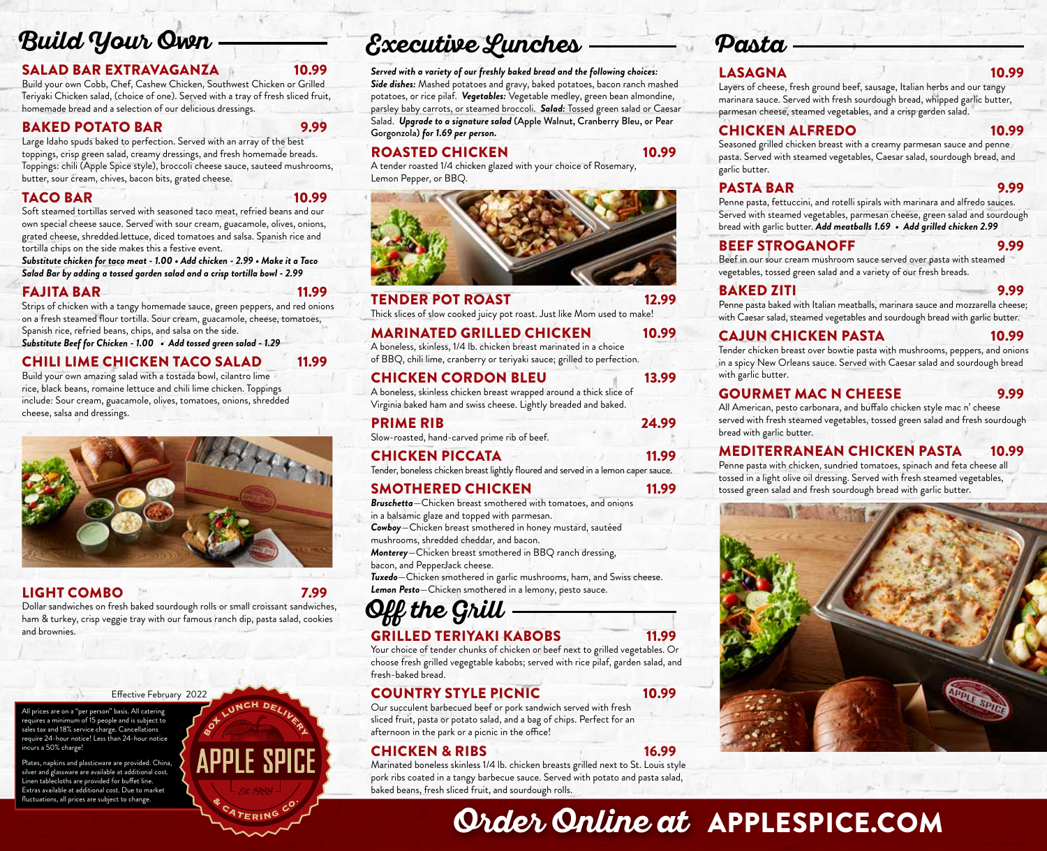# Build Your Own

## SALAD BAR EXTRAVAGANZA 10.99

Build your own Cobb, Chef, Cashew Chicken, Southwest Chicken or Grilled Teriyaki Chicken salad, (choice of one). Served with a tray of fresh sliced fruit, homemade bread and a selection of our delicious dressings.

## BAKED POTATO BAR 9.99

Large Idaho spuds baked to perfection. Served with an array of the best toppings, crisp green salad, creamy dressings, and fresh homemade breads. Toppings: chili (Apple Spice style), broccoli cheese sauce, sauteed mushrooms, butter, sour cream, chives, bacon bits, grated cheese.

## TACO BAR 10.99

Soft steamed tortillas served with seasoned taco meat, refried beans and our own special cheese sauce. Served with sour cream, guacamole, olives, onions, grated cheese, shredded lettuce, diced tomatoes and salsa. Spanish rice and tortilla chips on the side makes this a festive event.

***Substitute chicken for taco meat - 1.00 • Add chicken - 2.99 • Make it a Taco Salad Bar by adding a tossed garden salad and a crisp tortilla bowl - 2.99***

## FAJITA BAR 11.99

Strips of chicken with a tangy homemade sauce, green peppers, and red onions on a fresh steamed flour tortilla. Sour cream, guacamole, cheese, tomatoes, Spanish rice, refried beans, chips, and salsa on the side.

***Substitute Beef for Chicken - 1.00 • Add tossed green salad - 1.29***

## CHILI LIME CHICKEN TACO SALAD 11.99

Build your own amazing salad with a tostada bowl, cilantro lime rice, black beans, romaine lettuce and chili lime chicken. Toppings include: Sour cream, guacamole, olives, tomatoes, onions, shredded cheese, salsa and dressings.

## LIGHT COMBO 7.99

Dollar sandwiches on fresh baked sourdough rolls or small croissant sandwiches, ham & turkey, crisp veggie tray with our famous ranch dip, pasta salad, cookies and brownies.

# Executive Lunches

***Served with a variety of our freshly baked bread and the following choices:***
***Side dishes:*** *Mashed potatoes and gravy, baked potatoes, bacon ranch mashed potatoes, or rice pilaf.* ***Vegetables:*** *Vegetable medley, green bean almondine, parsley baby carrots, or steamed broccoli.* ***Salad:*** *Tossed green salad or Caesar Salad.* ***Upgrade to a signature salad*** *(Apple Walnut, Cranberry Bleu, or Pear Gorgonzola)* ***for 1.69 per person.***

## ROASTED CHICKEN 10.99

A tender roasted 1/4 chicken glazed with your choice of Rosemary, Lemon Pepper, or BBQ.

## TENDER POT ROAST 12.99

Thick slices of slow cooked juicy pot roast. Just like Mom used to make!

## MARINATED GRILLED CHICKEN 10.99

A boneless, skinless, 1/4 lb. chicken breast marinated in a choice of BBQ, chili lime, cranberry or teriyaki sauce; grilled to perfection.

## CHICKEN CORDON BLEU 13.99

A boneless, skinless chicken breast wrapped around a thick slice of Virginia baked ham and swiss cheese. Lightly breaded and baked.

## PRIME RIB 24.99

Slow-roasted, hand-carved prime rib of beef.

## CHICKEN PICCATA 11.99

Tender, boneless chicken breast lightly floured and served in a lemon caper sauce.

## SMOTHERED CHICKEN 11.99

***Bruschetta***—Chicken breast smothered with tomatoes, and onions in a balsamic glaze and topped with parmesan.
***Cowboy***—Chicken breast smothered in honey mustard, sautéed mushrooms, shredded cheddar, and bacon.
***Monterey***—Chicken breast smothered in BBQ ranch dressing, bacon, and PepperJack cheese.
***Tuxedo***—Chicken smothered in garlic mushrooms, ham, and Swiss cheese.
***Lemon Pesto***—Chicken smothered in a lemony, pesto sauce.

# Off the Grill

## GRILLED TERIYAKI KABOBS 11.99

Your choice of tender chunks of chicken or beef next to grilled vegetables. Or choose fresh grilled vegegtable kabobs; served with rice pilaf, garden salad, and fresh-baked bread.

## COUNTRY STYLE PICNIC 10.99

Our succulent barbecued beef or pork sandwich served with fresh sliced fruit, pasta or potato salad, and a bag of chips. Perfect for an afternoon in the park or a picnic in the office!

## CHICKEN & RIBS 16.99

Marinated boneless skinless 1/4 lb. chicken breasts grilled next to St. Louis style pork ribs coated in a tangy barbecue sauce. Served with potato and pasta salad, baked beans, fresh sliced fruit, and sourdough rolls.

# Pasta

## LASAGNA 10.99

Layers of cheese, fresh ground beef, sausage, Italian herbs and our tangy marinara sauce. Served with fresh sourdough bread, whipped garlic butter, parmesan cheese, steamed vegetables, and a crisp garden salad.

## CHICKEN ALFREDO 10.99

Seasoned grilled chicken breast with a creamy parmesan sauce and penne pasta. Served with steamed vegetables, Caesar salad, sourdough bread, and garlic butter.

## PASTA BAR 9.99

Penne pasta, fettuccini, and rotelli spirals with marinara and alfredo sauces. Served with steamed vegetables, parmesan cheese, green salad and sourdough bread with garlic butter. ***Add meatballs 1.69 • Add grilled chicken 2.99***

## BEEF STROGANOFF 9.99

Beef in our sour cream mushroom sauce served over pasta with steamed vegetables, tossed green salad and a variety of our fresh breads.

## BAKED ZITI 9.99

Penne pasta baked with Italian meatballs, marinara sauce and mozzarella cheese; with Caesar salad, steamed vegetables and sourdough bread with garlic butter.

## CAJUN CHICKEN PASTA 10.99

Tender chicken breast over bowtie pasta with mushrooms, peppers, and onions in a spicy New Orleans sauce. Served with Caesar salad and sourdough bread with garlic butter.

## GOURMET MAC N CHEESE 9.99

All American, pesto carbonara, and buffalo chicken style mac n' cheese served with fresh steamed vegetables, tossed green salad and fresh sourdough bread with garlic butter.

## MEDITERRANEAN CHICKEN PASTA 10.99

Penne pasta with chicken, sundried tomatoes, spinach and feta cheese all tossed in a light olive oil dressing. Served with fresh steamed vegetables, tossed green salad and fresh sourdough bread with garlic butter.

Effective February 2022

All prices are on a "per person" basis. All catering requires a minimum of 15 people and is subject to sales tax and 18% service charge. Cancellations require 24-hour notice! Less than 24-hour notice incurs a 50% charge!

Plates, napkins and plasticware are provided. China, silver and glassware are available at additional cost. Linen tablecloths are provided for buffet line. Extras available at additional cost. Due to market fluctuations, all prices are subject to change.

BOX LUNCH DELIVERY
APPLE SPICE
Est. 1988
& CATERING CO.

**Order Online at APPLESPICE.COM**